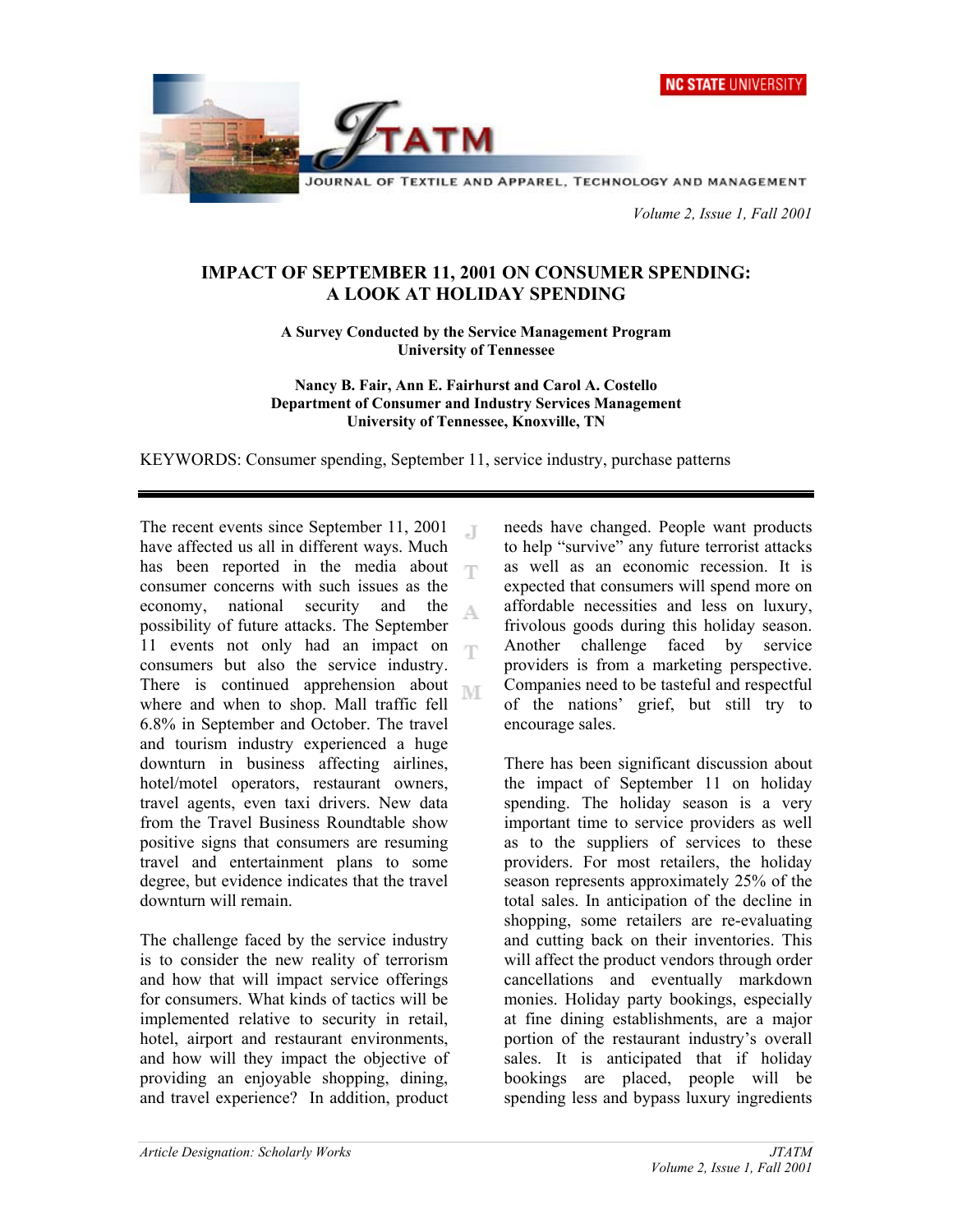# IMPACT OF SEPTEMBER 11, 2001 ON CONSUMER SPENDING: A LOOK AT HOLIDAY SPENDING

**A Survey Conducted by the Service Management Program**
**University of Tennessee**

**Nancy B. Fair, Ann E. Fairhurst and Carol A. Costello**
**Department of Consumer and Industry Services Management**
**University of Tennessee, Knoxville, TN**

KEYWORDS: Consumer spending, September 11, service industry, purchase patterns

---

The recent events since September 11, 2001 have affected us all in different ways. Much has been reported in the media about consumer concerns with such issues as the economy, national security and the possibility of future attacks. The September 11 events not only had an impact on consumers but also the service industry. There is continued apprehension about where and when to shop. Mall traffic fell 6.8% in September and October. The travel and tourism industry experienced a huge downturn in business affecting airlines, hotel/motel operators, restaurant owners, travel agents, even taxi drivers. New data from the Travel Business Roundtable show positive signs that consumers are resuming travel and entertainment plans to some degree, but evidence indicates that the travel downturn will remain.

The challenge faced by the service industry is to consider the new reality of terrorism and how that will impact service offerings for consumers. What kinds of tactics will be implemented relative to security in retail, hotel, airport and restaurant environments, and how will they impact the objective of providing an enjoyable shopping, dining, and travel experience? In addition, product needs have changed. People want products to help "survive" any future terrorist attacks as well as an economic recession. It is expected that consumers will spend more on affordable necessities and less on luxury, frivolous goods during this holiday season. Another challenge faced by service providers is from a marketing perspective. Companies need to be tasteful and respectful of the nations' grief, but still try to encourage sales.

There has been significant discussion about the impact of September 11 on holiday spending. The holiday season is a very important time to service providers as well as to the suppliers of services to these providers. For most retailers, the holiday season represents approximately 25% of the total sales. In anticipation of the decline in shopping, some retailers are re-evaluating and cutting back on their inventories. This will affect the product vendors through order cancellations and eventually markdown monies. Holiday party bookings, especially at fine dining establishments, are a major portion of the restaurant industry's overall sales. It is anticipated that if holiday bookings are placed, people will be spending less and bypass luxury ingredients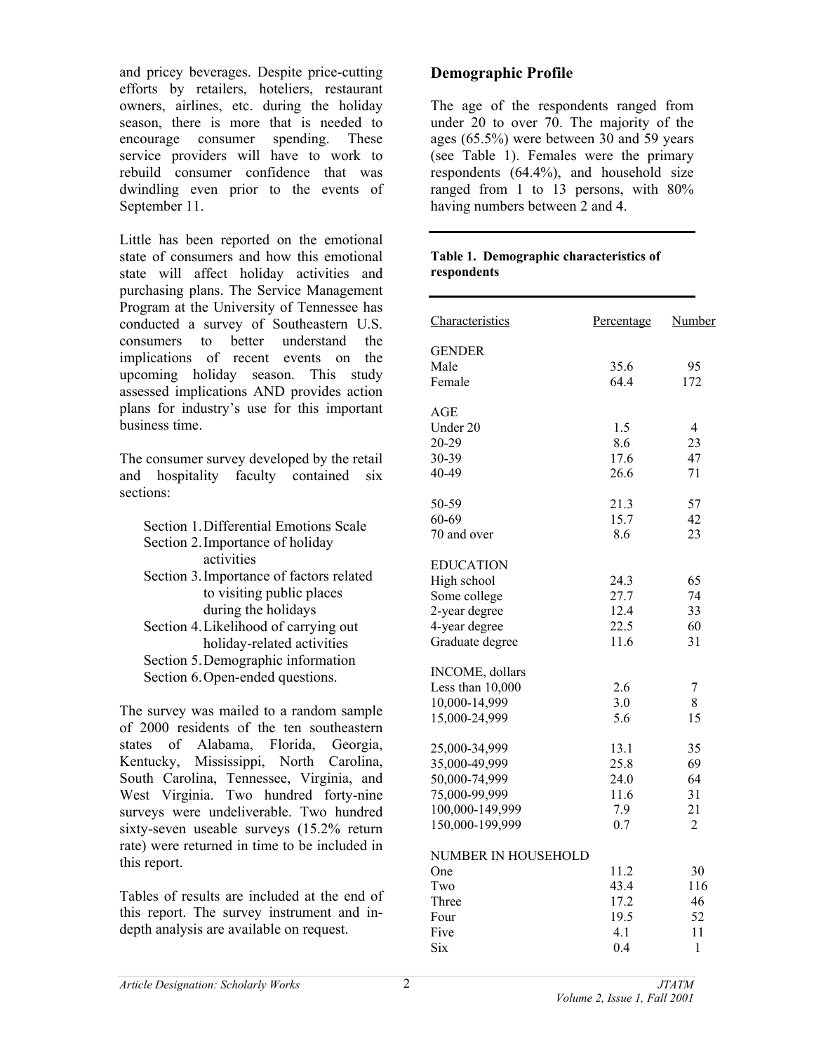and pricey beverages. Despite price-cutting efforts by retailers, hoteliers, restaurant owners, airlines, etc. during the holiday season, there is more that is needed to encourage consumer spending. These service providers will have to work to rebuild consumer confidence that was dwindling even prior to the events of September 11.

Little has been reported on the emotional state of consumers and how this emotional state will affect holiday activities and purchasing plans. The Service Management Program at the University of Tennessee has conducted a survey of Southeastern U.S. consumers to better understand the implications of recent events on the upcoming holiday season. This study assessed implications AND provides action plans for industry's use for this important business time.

The consumer survey developed by the retail and hospitality faculty contained six sections:

- Section 1. Differential Emotions Scale
- Section 2. Importance of holiday activities
- Section 3. Importance of factors related to visiting public places during the holidays
- Section 4. Likelihood of carrying out holiday-related activities
- Section 5. Demographic information
- Section 6. Open-ended questions.

The survey was mailed to a random sample of 2000 residents of the ten southeastern states of Alabama, Florida, Georgia, Kentucky, Mississippi, North Carolina, South Carolina, Tennessee, Virginia, and West Virginia. Two hundred forty-nine surveys were undeliverable. Two hundred sixty-seven useable surveys (15.2% return rate) were returned in time to be included in this report.

Tables of results are included at the end of this report. The survey instrument and in-depth analysis are available on request.

## Demographic Profile

The age of the respondents ranged from under 20 to over 70. The majority of the ages (65.5%) were between 30 and 59 years (see Table 1). Females were the primary respondents (64.4%), and household size ranged from 1 to 13 persons, with 80% having numbers between 2 and 4.

**Table 1. Demographic characteristics of respondents**

| Characteristics | Percentage | Number |
|---|---|---|
| **GENDER** | | |
| Male | 35.6 | 95 |
| Female | 64.4 | 172 |
| **AGE** | | |
| Under 20 | 1.5 | 4 |
| 20-29 | 8.6 | 23 |
| 30-39 | 17.6 | 47 |
| 40-49 | 26.6 | 71 |
| 50-59 | 21.3 | 57 |
| 60-69 | 15.7 | 42 |
| 70 and over | 8.6 | 23 |
| **EDUCATION** | | |
| High school | 24.3 | 65 |
| Some college | 27.7 | 74 |
| 2-year degree | 12.4 | 33 |
| 4-year degree | 22.5 | 60 |
| Graduate degree | 11.6 | 31 |
| **INCOME, dollars** | | |
| Less than 10,000 | 2.6 | 7 |
| 10,000-14,999 | 3.0 | 8 |
| 15,000-24,999 | 5.6 | 15 |
| 25,000-34,999 | 13.1 | 35 |
| 35,000-49,999 | 25.8 | 69 |
| 50,000-74,999 | 24.0 | 64 |
| 75,000-99,999 | 11.6 | 31 |
| 100,000-149,999 | 7.9 | 21 |
| 150,000-199,999 | 0.7 | 2 |
| **NUMBER IN HOUSEHOLD** | | |
| One | 11.2 | 30 |
| Two | 43.4 | 116 |
| Three | 17.2 | 46 |
| Four | 19.5 | 52 |
| Five | 4.1 | 11 |
| Six | 0.4 | 1 |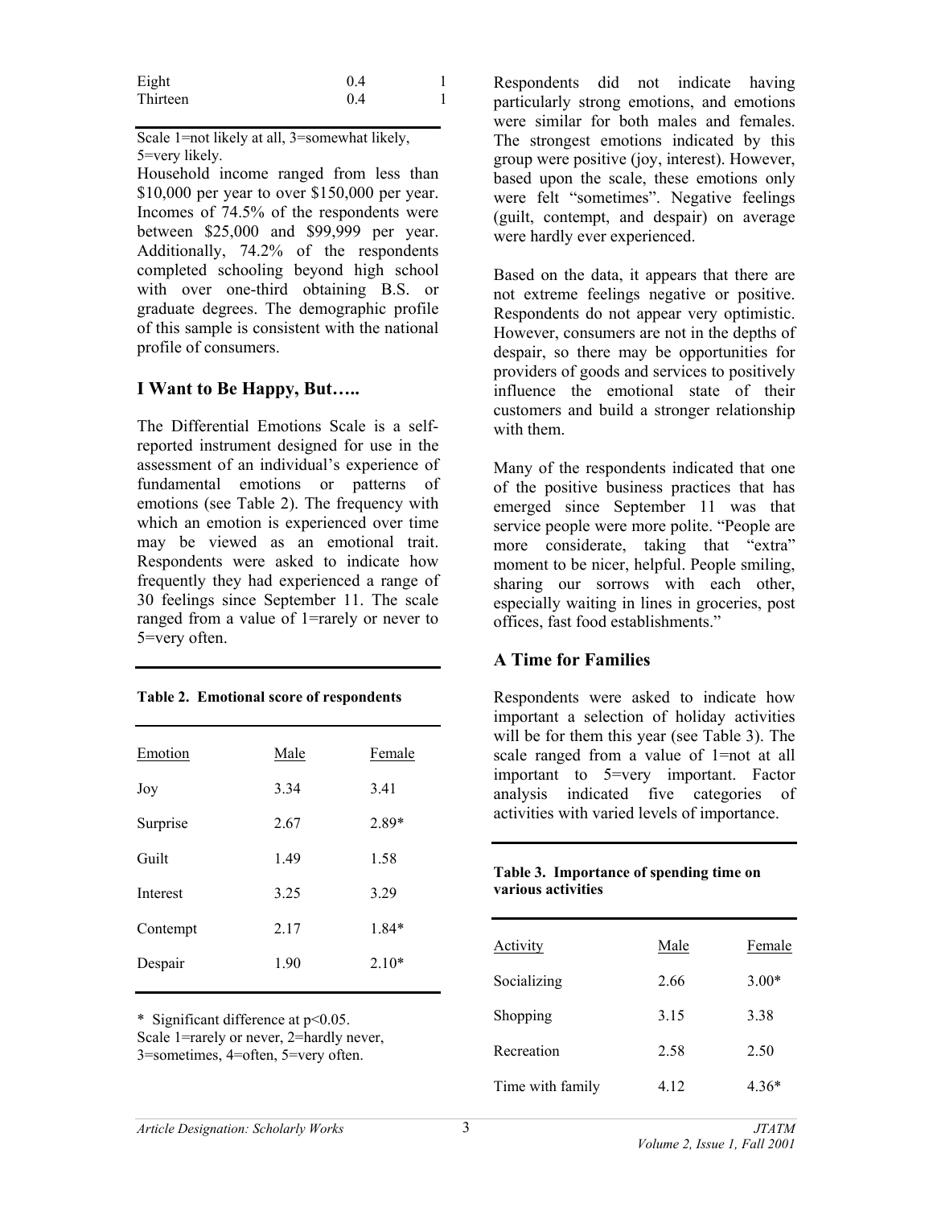| Eight | 0.4 | 1 |
|---|---|---|
| Thirteen | 0.4 | 1 |

Scale 1=not likely at all, 3=somewhat likely, 5=very likely.

Household income ranged from less than $10,000 per year to over $150,000 per year. Incomes of 74.5% of the respondents were between $25,000 and $99,999 per year. Additionally, 74.2% of the respondents completed schooling beyond high school with over one-third obtaining B.S. or graduate degrees. The demographic profile of this sample is consistent with the national profile of consumers.

## I Want to Be Happy, But…..

The Differential Emotions Scale is a self-reported instrument designed for use in the assessment of an individual's experience of fundamental emotions or patterns of emotions (see Table 2). The frequency with which an emotion is experienced over time may be viewed as an emotional trait. Respondents were asked to indicate how frequently they had experienced a range of 30 feelings since September 11. The scale ranged from a value of 1=rarely or never to 5=very often.

**Table 2. Emotional score of respondents**

| Emotion | Male | Female |
|---|---|---|
| Joy | 3.34 | 3.41 |
| Surprise | 2.67 | 2.89* |
| Guilt | 1.49 | 1.58 |
| Interest | 3.25 | 3.29 |
| Contempt | 2.17 | 1.84* |
| Despair | 1.90 | 2.10* |

\* Significant difference at $p<0.05$.
Scale 1=rarely or never, 2=hardly never, 3=sometimes, 4=often, 5=very often.

Respondents did not indicate having particularly strong emotions, and emotions were similar for both males and females. The strongest emotions indicated by this group were positive (joy, interest). However, based upon the scale, these emotions only were felt "sometimes". Negative feelings (guilt, contempt, and despair) on average were hardly ever experienced.

Based on the data, it appears that there are not extreme feelings negative or positive. Respondents do not appear very optimistic. However, consumers are not in the depths of despair, so there may be opportunities for providers of goods and services to positively influence the emotional state of their customers and build a stronger relationship with them.

Many of the respondents indicated that one of the positive business practices that has emerged since September 11 was that service people were more polite. "People are more considerate, taking that "extra" moment to be nicer, helpful. People smiling, sharing our sorrows with each other, especially waiting in lines in groceries, post offices, fast food establishments."

## A Time for Families

Respondents were asked to indicate how important a selection of holiday activities will be for them this year (see Table 3). The scale ranged from a value of 1=not at all important to 5=very important. Factor analysis indicated five categories of activities with varied levels of importance.

**Table 3. Importance of spending time on various activities**

| Activity | Male | Female |
|---|---|---|
| Socializing | 2.66 | 3.00* |
| Shopping | 3.15 | 3.38 |
| Recreation | 2.58 | 2.50 |
| Time with family | 4.12 | 4.36* |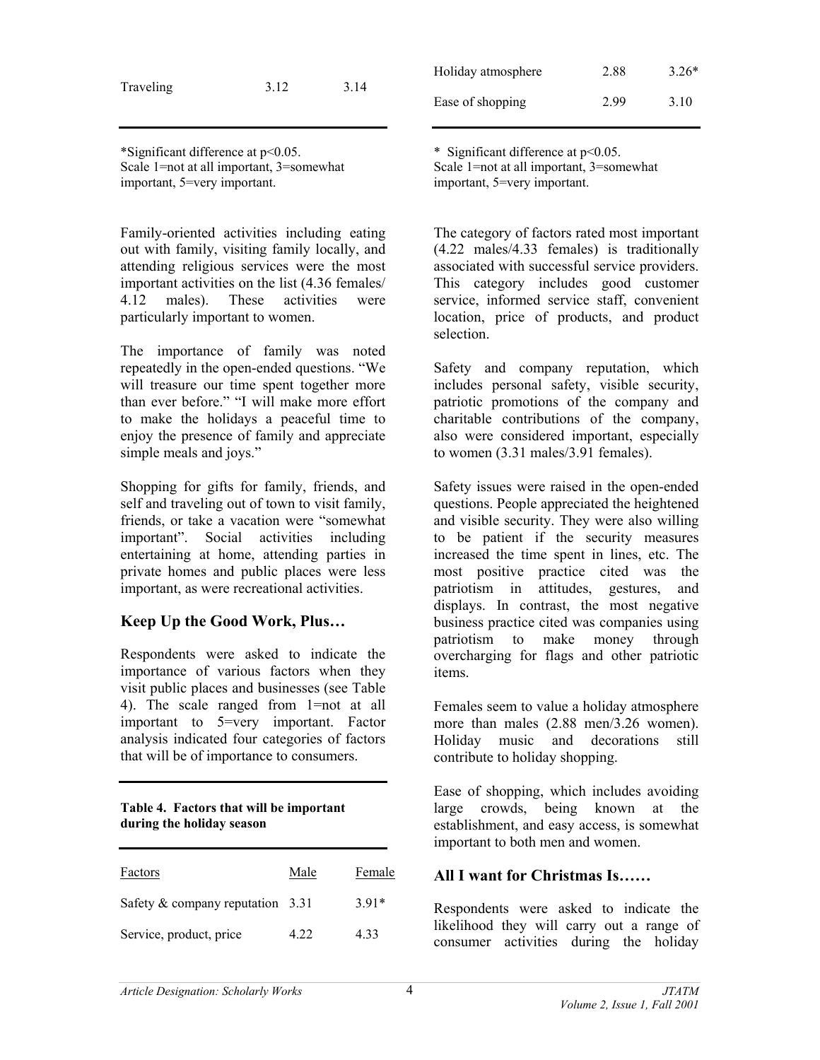| | | |
|---|---|---|
| Traveling | 3.12 | 3.14 |

*Significant difference at $p<0.05$.
Scale 1=not at all important, 3=somewhat important, 5=very important.

Family-oriented activities including eating out with family, visiting family locally, and attending religious services were the most important activities on the list (4.36 females/ 4.12 males). These activities were particularly important to women.

The importance of family was noted repeatedly in the open-ended questions. "We will treasure our time spent together more than ever before." "I will make more effort to make the holidays a peaceful time to enjoy the presence of family and appreciate simple meals and joys."

Shopping for gifts for family, friends, and self and traveling out of town to visit family, friends, or take a vacation were "somewhat important". Social activities including entertaining at home, attending parties in private homes and public places were less important, as were recreational activities.

## Keep Up the Good Work, Plus…

Respondents were asked to indicate the importance of various factors when they visit public places and businesses (see Table 4). The scale ranged from 1=not at all important to 5=very important. Factor analysis indicated four categories of factors that will be of importance to consumers.

**Table 4. Factors that will be important during the holiday season**

| Factors | Male | Female |
|---|---|---|
| Safety & company reputation | 3.31 | 3.91* |
| Service, product, price | 4.22 | 4.33 |
| Holiday atmosphere | 2.88 | 3.26* |
| Ease of shopping | 2.99 | 3.10 |

* Significant difference at $p<0.05$.
Scale 1=not at all important, 3=somewhat important, 5=very important.

The category of factors rated most important (4.22 males/4.33 females) is traditionally associated with successful service providers. This category includes good customer service, informed service staff, convenient location, price of products, and product selection.

Safety and company reputation, which includes personal safety, visible security, patriotic promotions of the company and charitable contributions of the company, also were considered important, especially to women (3.31 males/3.91 females).

Safety issues were raised in the open-ended questions. People appreciated the heightened and visible security. They were also willing to be patient if the security measures increased the time spent in lines, etc. The most positive practice cited was the patriotism in attitudes, gestures, and displays. In contrast, the most negative business practice cited was companies using patriotism to make money through overcharging for flags and other patriotic items.

Females seem to value a holiday atmosphere more than males (2.88 men/3.26 women). Holiday music and decorations still contribute to holiday shopping.

Ease of shopping, which includes avoiding large crowds, being known at the establishment, and easy access, is somewhat important to both men and women.

## All I want for Christmas Is……

Respondents were asked to indicate the likelihood they will carry out a range of consumer activities during the holiday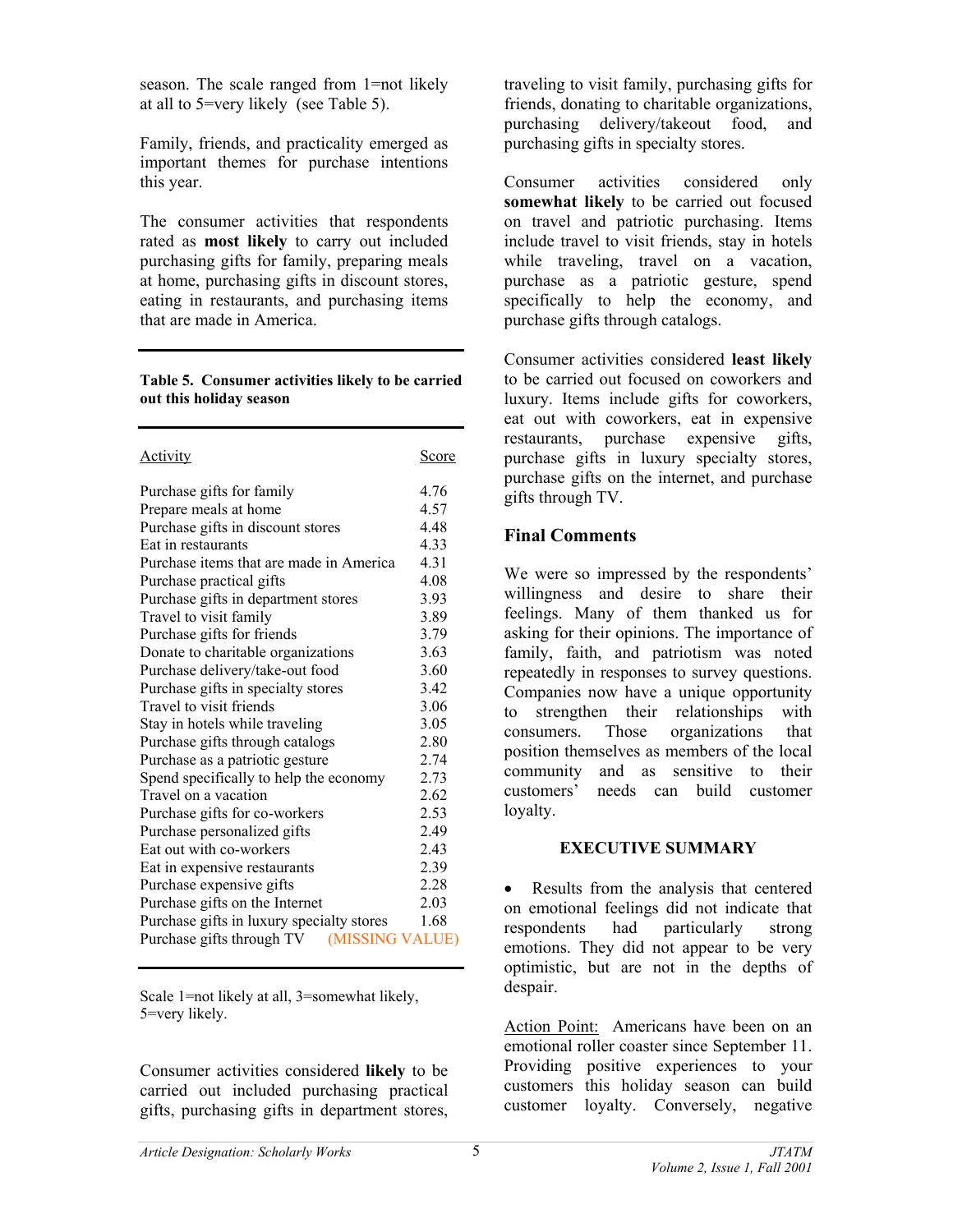season. The scale ranged from 1=not likely at all to 5=very likely (see Table 5).

Family, friends, and practicality emerged as important themes for purchase intentions this year.

The consumer activities that respondents rated as **most likely** to carry out included purchasing gifts for family, preparing meals at home, purchasing gifts in discount stores, eating in restaurants, and purchasing items that are made in America.

**Table 5. Consumer activities likely to be carried out this holiday season**

| Activity | Score |
|---|---|
| Purchase gifts for family | 4.76 |
| Prepare meals at home | 4.57 |
| Purchase gifts in discount stores | 4.48 |
| Eat in restaurants | 4.33 |
| Purchase items that are made in America | 4.31 |
| Purchase practical gifts | 4.08 |
| Purchase gifts in department stores | 3.93 |
| Travel to visit family | 3.89 |
| Purchase gifts for friends | 3.79 |
| Donate to charitable organizations | 3.63 |
| Purchase delivery/take-out food | 3.60 |
| Purchase gifts in specialty stores | 3.42 |
| Travel to visit friends | 3.06 |
| Stay in hotels while traveling | 3.05 |
| Purchase gifts through catalogs | 2.80 |
| Purchase as a patriotic gesture | 2.74 |
| Spend specifically to help the economy | 2.73 |
| Travel on a vacation | 2.62 |
| Purchase gifts for co-workers | 2.53 |
| Purchase personalized gifts | 2.49 |
| Eat out with co-workers | 2.43 |
| Eat in expensive restaurants | 2.39 |
| Purchase expensive gifts | 2.28 |
| Purchase gifts on the Internet | 2.03 |
| Purchase gifts in luxury specialty stores | 1.68 |
| Purchase gifts through TV | (MISSING VALUE) |

Scale 1=not likely at all, 3=somewhat likely, 5=very likely.

Consumer activities considered **likely** to be carried out included purchasing practical gifts, purchasing gifts in department stores, traveling to visit family, purchasing gifts for friends, donating to charitable organizations, purchasing delivery/takeout food, and purchasing gifts in specialty stores.

Consumer activities considered only **somewhat likely** to be carried out focused on travel and patriotic purchasing. Items include travel to visit friends, stay in hotels while traveling, travel on a vacation, purchase as a patriotic gesture, spend specifically to help the economy, and purchase gifts through catalogs.

Consumer activities considered **least likely** to be carried out focused on coworkers and luxury. Items include gifts for coworkers, eat out with coworkers, eat in expensive restaurants, purchase expensive gifts, purchase gifts in luxury specialty stores, purchase gifts on the internet, and purchase gifts through TV.

## Final Comments

We were so impressed by the respondents' willingness and desire to share their feelings. Many of them thanked us for asking for their opinions. The importance of family, faith, and patriotism was noted repeatedly in responses to survey questions. Companies now have a unique opportunity to strengthen their relationships with consumers. Those organizations that position themselves as members of the local community and as sensitive to their customers' needs can build customer loyalty.

### EXECUTIVE SUMMARY

- Results from the analysis that centered on emotional feelings did not indicate that respondents had particularly strong emotions. They did not appear to be very optimistic, but are not in the depths of despair.

Action Point: Americans have been on an emotional roller coaster since September 11. Providing positive experiences to your customers this holiday season can build customer loyalty. Conversely, negative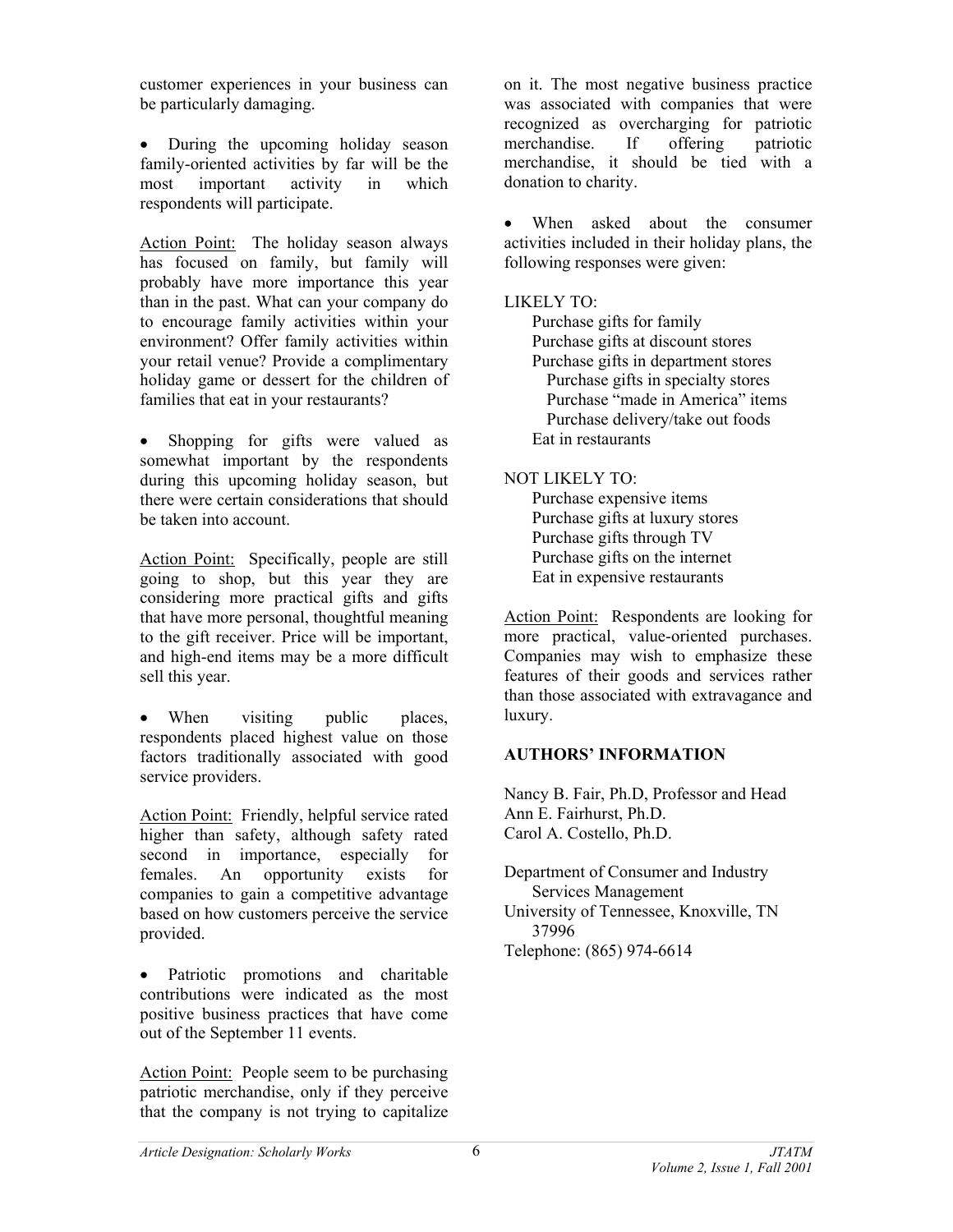customer experiences in your business can be particularly damaging.

- During the upcoming holiday season family-oriented activities by far will be the most important activity in which respondents will participate.

Action Point: The holiday season always has focused on family, but family will probably have more importance this year than in the past. What can your company do to encourage family activities within your environment? Offer family activities within your retail venue? Provide a complimentary holiday game or dessert for the children of families that eat in your restaurants?

- Shopping for gifts were valued as somewhat important by the respondents during this upcoming holiday season, but there were certain considerations that should be taken into account.

Action Point: Specifically, people are still going to shop, but this year they are considering more practical gifts and gifts that have more personal, thoughtful meaning to the gift receiver. Price will be important, and high-end items may be a more difficult sell this year.

- When visiting public places, respondents placed highest value on those factors traditionally associated with good service providers.

Action Point: Friendly, helpful service rated higher than safety, although safety rated second in importance, especially for females. An opportunity exists for companies to gain a competitive advantage based on how customers perceive the service provided.

- Patriotic promotions and charitable contributions were indicated as the most positive business practices that have come out of the September 11 events.

Action Point: People seem to be purchasing patriotic merchandise, only if they perceive that the company is not trying to capitalize on it. The most negative business practice was associated with companies that were recognized as overcharging for patriotic merchandise. If offering patriotic merchandise, it should be tied with a donation to charity.

- When asked about the consumer activities included in their holiday plans, the following responses were given:

LIKELY TO:
- Purchase gifts for family
- Purchase gifts at discount stores
- Purchase gifts in department stores
- Purchase gifts in specialty stores
- Purchase "made in America" items
- Purchase delivery/take out foods
- Eat in restaurants

NOT LIKELY TO:
- Purchase expensive items
- Purchase gifts at luxury stores
- Purchase gifts through TV
- Purchase gifts on the internet
- Eat in expensive restaurants

Action Point: Respondents are looking for more practical, value-oriented purchases. Companies may wish to emphasize these features of their goods and services rather than those associated with extravagance and luxury.

## AUTHORS' INFORMATION

Nancy B. Fair, Ph.D, Professor and Head
Ann E. Fairhurst, Ph.D.
Carol A. Costello, Ph.D.

Department of Consumer and Industry Services Management
University of Tennessee, Knoxville, TN 37996
Telephone: (865) 974-6614